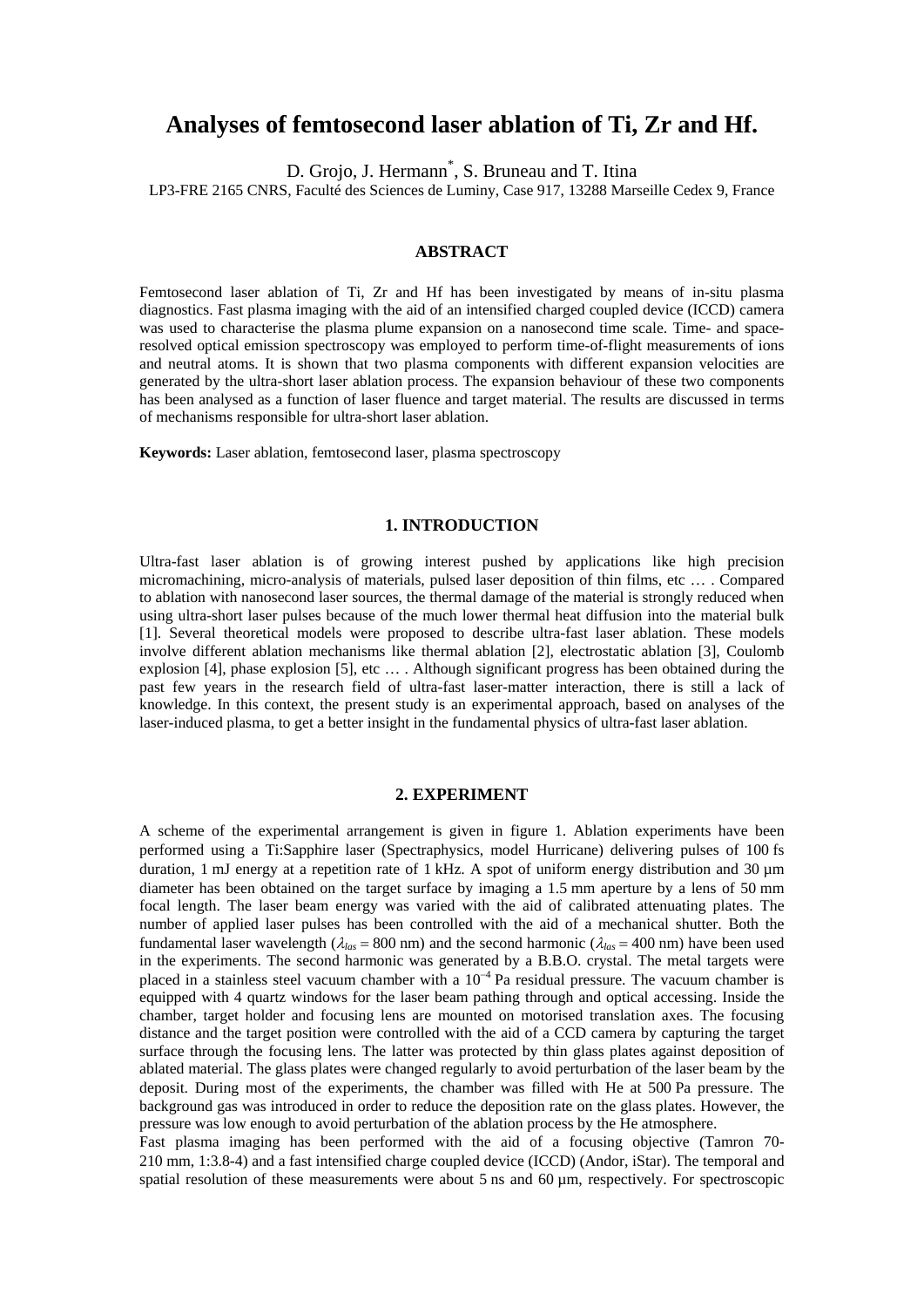# Analyses of femtosecond laser ablation of Ti, Zr and Hf.

D. Grojo, J. Hermann*, S. Bruneau and T. Itina

LP3-FRE 2165 CNRS, Faculté des Sciences de Luminy, Case 917, 13288 Marseille Cedex 9, France

## ABSTRACT

Femtosecond laser ablation of Ti, Zr and Hf has been investigated by means of in-situ plasma diagnostics. Fast plasma imaging with the aid of an intensified charged coupled device (ICCD) camera was used to characterise the plasma plume expansion on a nanosecond time scale. Time- and space-resolved optical emission spectroscopy was employed to perform time-of-flight measurements of ions and neutral atoms. It is shown that two plasma components with different expansion velocities are generated by the ultra-short laser ablation process. The expansion behaviour of these two components has been analysed as a function of laser fluence and target material. The results are discussed in terms of mechanisms responsible for ultra-short laser ablation.

**Keywords:** Laser ablation, femtosecond laser, plasma spectroscopy

## 1. INTRODUCTION

Ultra-fast laser ablation is of growing interest pushed by applications like high precision micromachining, micro-analysis of materials, pulsed laser deposition of thin films, etc … . Compared to ablation with nanosecond laser sources, the thermal damage of the material is strongly reduced when using ultra-short laser pulses because of the much lower thermal heat diffusion into the material bulk [1]. Several theoretical models were proposed to describe ultra-fast laser ablation. These models involve different ablation mechanisms like thermal ablation [2], electrostatic ablation [3], Coulomb explosion [4], phase explosion [5], etc … . Although significant progress has been obtained during the past few years in the research field of ultra-fast laser-matter interaction, there is still a lack of knowledge. In this context, the present study is an experimental approach, based on analyses of the laser-induced plasma, to get a better insight in the fundamental physics of ultra-fast laser ablation.

## 2. EXPERIMENT

A scheme of the experimental arrangement is given in figure 1. Ablation experiments have been performed using a Ti:Sapphire laser (Spectraphysics, model Hurricane) delivering pulses of 100 fs duration, 1 mJ energy at a repetition rate of 1 kHz. A spot of uniform energy distribution and 30 µm diameter has been obtained on the target surface by imaging a 1.5 mm aperture by a lens of 50 mm focal length. The laser beam energy was varied with the aid of calibrated attenuating plates. The number of applied laser pulses has been controlled with the aid of a mechanical shutter. Both the fundamental laser wavelength ($\lambda_{las}$ = 800 nm) and the second harmonic ($\lambda_{las}$ = 400 nm) have been used in the experiments. The second harmonic was generated by a B.B.O. crystal. The metal targets were placed in a stainless steel vacuum chamber with a $10^{-4}$ Pa residual pressure. The vacuum chamber is equipped with 4 quartz windows for the laser beam pathing through and optical accessing. Inside the chamber, target holder and focusing lens are mounted on motorised translation axes. The focusing distance and the target position were controlled with the aid of a CCD camera by capturing the target surface through the focusing lens. The latter was protected by thin glass plates against deposition of ablated material. The glass plates were changed regularly to avoid perturbation of the laser beam by the deposit. During most of the experiments, the chamber was filled with He at 500 Pa pressure. The background gas was introduced in order to reduce the deposition rate on the glass plates. However, the pressure was low enough to avoid perturbation of the ablation process by the He atmosphere.

Fast plasma imaging has been performed with the aid of a focusing objective (Tamron 70-210 mm, 1:3.8-4) and a fast intensified charge coupled device (ICCD) (Andor, iStar). The temporal and spatial resolution of these measurements were about 5 ns and 60 µm, respectively. For spectroscopic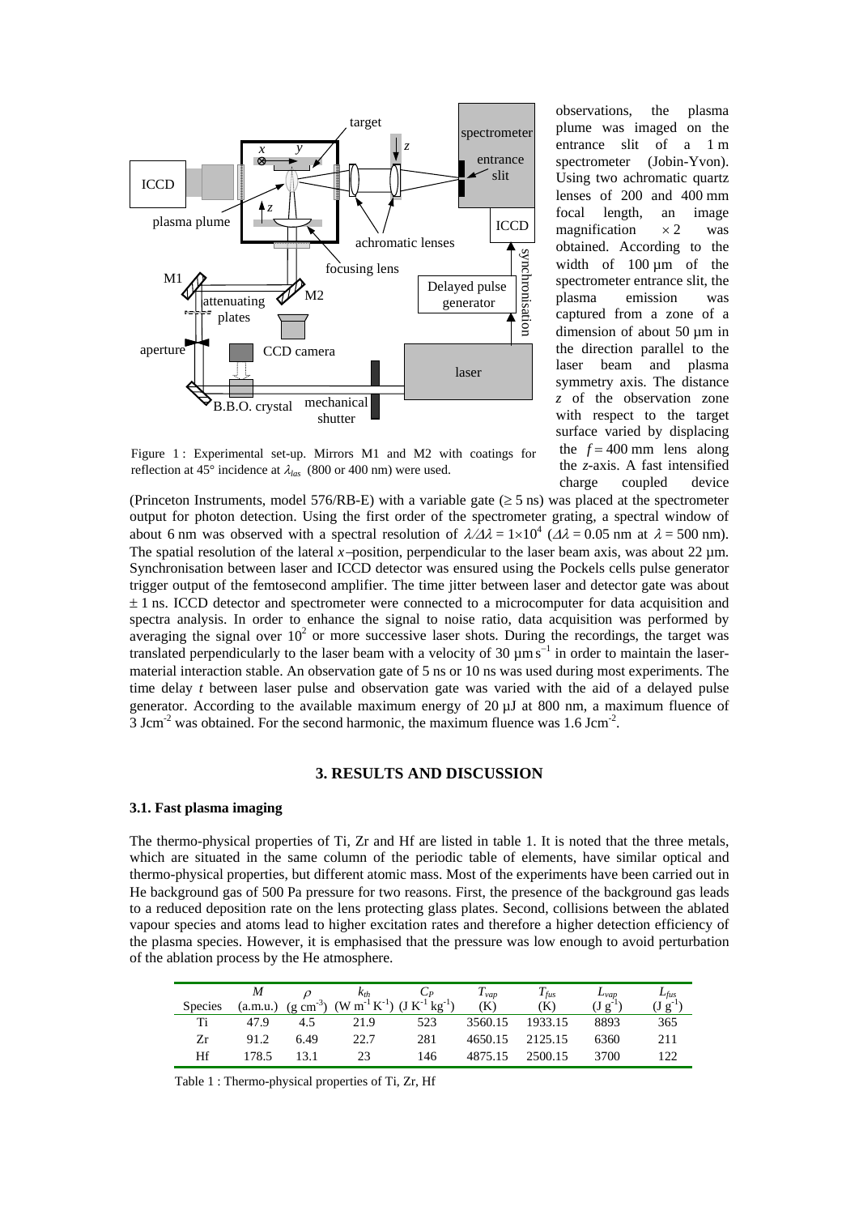observations, the plasma plume was imaged on the entrance slit of a 1 m spectrometer (Jobin-Yvon). Using two achromatic quartz lenses of 200 and 400 mm focal length, an image magnification $\times 2$ was obtained. According to the width of 100 µm of the spectrometer entrance slit, the plasma emission was captured from a zone of a dimension of about 50 µm in the direction parallel to the laser beam and plasma symmetry axis. The distance $z$ of the observation zone with respect to the target surface varied by displacing the $f = 400$ mm lens along the $z$-axis. A fast intensified charge coupled device (Princeton Instruments, model 576/RB-E) with a variable gate ($\geq 5$ ns) was placed at the spectrometer output for photon detection. Using the first order of the spectrometer grating, a spectral window of about 6 nm was observed with a spectral resolution of $\lambda/\Delta\lambda = 1\times10^4$ ($\Delta\lambda = 0.05$ nm at $\lambda = 500$ nm). The spatial resolution of the lateral $x$–position, perpendicular to the laser beam axis, was about 22 µm. Synchronisation between laser and ICCD detector was ensured using the Pockels cells pulse generator trigger output of the femtosecond amplifier. The time jitter between laser and detector gate was about $\pm$ 1 ns. ICCD detector and spectrometer were connected to a microcomputer for data acquisition and spectra analysis. In order to enhance the signal to noise ratio, data acquisition was performed by averaging the signal over $10^2$ or more successive laser shots. During the recordings, the target was translated perpendicularly to the laser beam with a velocity of 30 µm s$^{-1}$ in order to maintain the laser-material interaction stable. An observation gate of 5 ns or 10 ns was used during most experiments. The time delay $t$ between laser pulse and observation gate was varied with the aid of a delayed pulse generator. According to the available maximum energy of 20 µJ at 800 nm, a maximum fluence of 3 Jcm$^{-2}$ was obtained. For the second harmonic, the maximum fluence was 1.6 Jcm$^{-2}$.

Figure 1 : Experimental set-up. Mirrors M1 and M2 with coatings for reflection at 45° incidence at $\lambda_{las}$ (800 or 400 nm) were used.

## 3. RESULTS AND DISCUSSION

### 3.1. Fast plasma imaging

The thermo-physical properties of Ti, Zr and Hf are listed in table 1. It is noted that the three metals, which are situated in the same column of the periodic table of elements, have similar optical and thermo-physical properties, but different atomic mass. Most of the experiments have been carried out in He background gas of 500 Pa pressure for two reasons. First, the presence of the background gas leads to a reduced deposition rate on the lens protecting glass plates. Second, collisions between the ablated vapour species and atoms lead to higher excitation rates and therefore a higher detection efficiency of the plasma species. However, it is emphasised that the pressure was low enough to avoid perturbation of the ablation process by the He atmosphere.

| Species | $M$ (a.m.u.) | $\rho$ (g cm$^{-3}$) | $k_{th}$ (W m$^{-1}$ K$^{-1}$) | $C_P$ (J K$^{-1}$ kg$^{-1}$) | $T_{vap}$ (K) | $T_{fus}$ (K) | $L_{vap}$ (J g$^{-1}$) | $L_{fus}$ (J g$^{-1}$) |
|---|---|---|---|---|---|---|---|---|
| Ti | 47.9 | 4.5 | 21.9 | 523 | 3560.15 | 1933.15 | 8893 | 365 |
| Zr | 91.2 | 6.49 | 22.7 | 281 | 4650.15 | 2125.15 | 6360 | 211 |
| Hf | 178.5 | 13.1 | 23 | 146 | 4875.15 | 2500.15 | 3700 | 122 |

Table 1 : Thermo-physical properties of Ti, Zr, Hf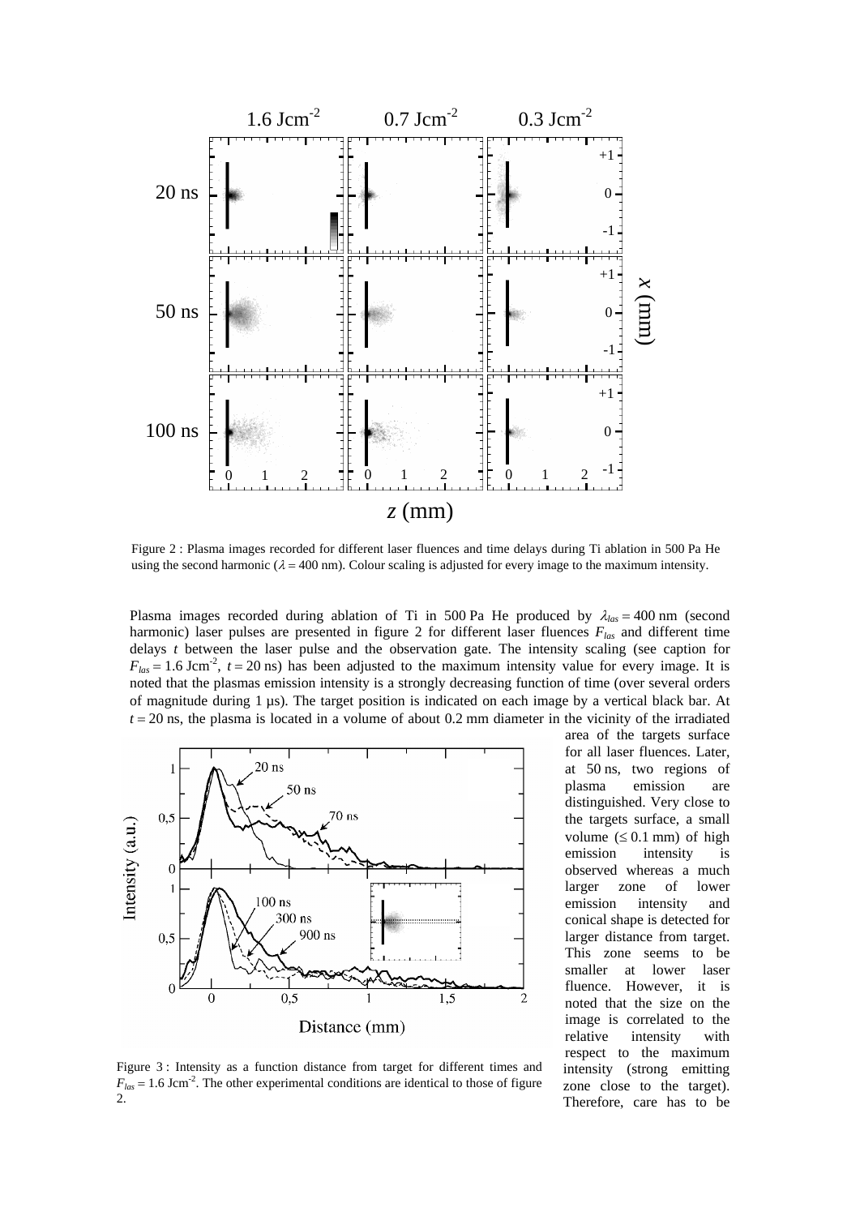Figure 2 : Plasma images recorded for different laser fluences and time delays during Ti ablation in 500 Pa He using the second harmonic ($\lambda = 400$ nm). Colour scaling is adjusted for every image to the maximum intensity.

Plasma images recorded during ablation of Ti in 500 Pa He produced by $\lambda_{las} = 400$ nm (second harmonic) laser pulses are presented in figure 2 for different laser fluences $F_{las}$ and different time delays $t$ between the laser pulse and the observation gate. The intensity scaling (see caption for $F_{las} = 1.6$ Jcm$^{-2}$, $t = 20$ ns) has been adjusted to the maximum intensity value for every image. It is noted that the plasmas emission intensity is a strongly decreasing function of time (over several orders of magnitude during 1 µs). The target position is indicated on each image by a vertical black bar. At $t = 20$ ns, the plasma is located in a volume of about 0.2 mm diameter in the vicinity of the irradiated area of the targets surface for all laser fluences. Later, at 50 ns, two regions of plasma emission are distinguished. Very close to the targets surface, a small volume ($\leq 0.1$ mm) of high emission intensity is observed whereas a much larger zone of lower emission intensity and conical shape is detected for larger distance from target. This zone seems to be smaller at lower laser fluence. However, it is noted that the size on the image is correlated to the relative intensity with respect to the maximum intensity (strong emitting zone close to the target). Therefore, care has to be

Figure 3 : Intensity as a function distance from target for different times and $F_{las} = 1.6$ Jcm$^{-2}$. The other experimental conditions are identical to those of figure 2.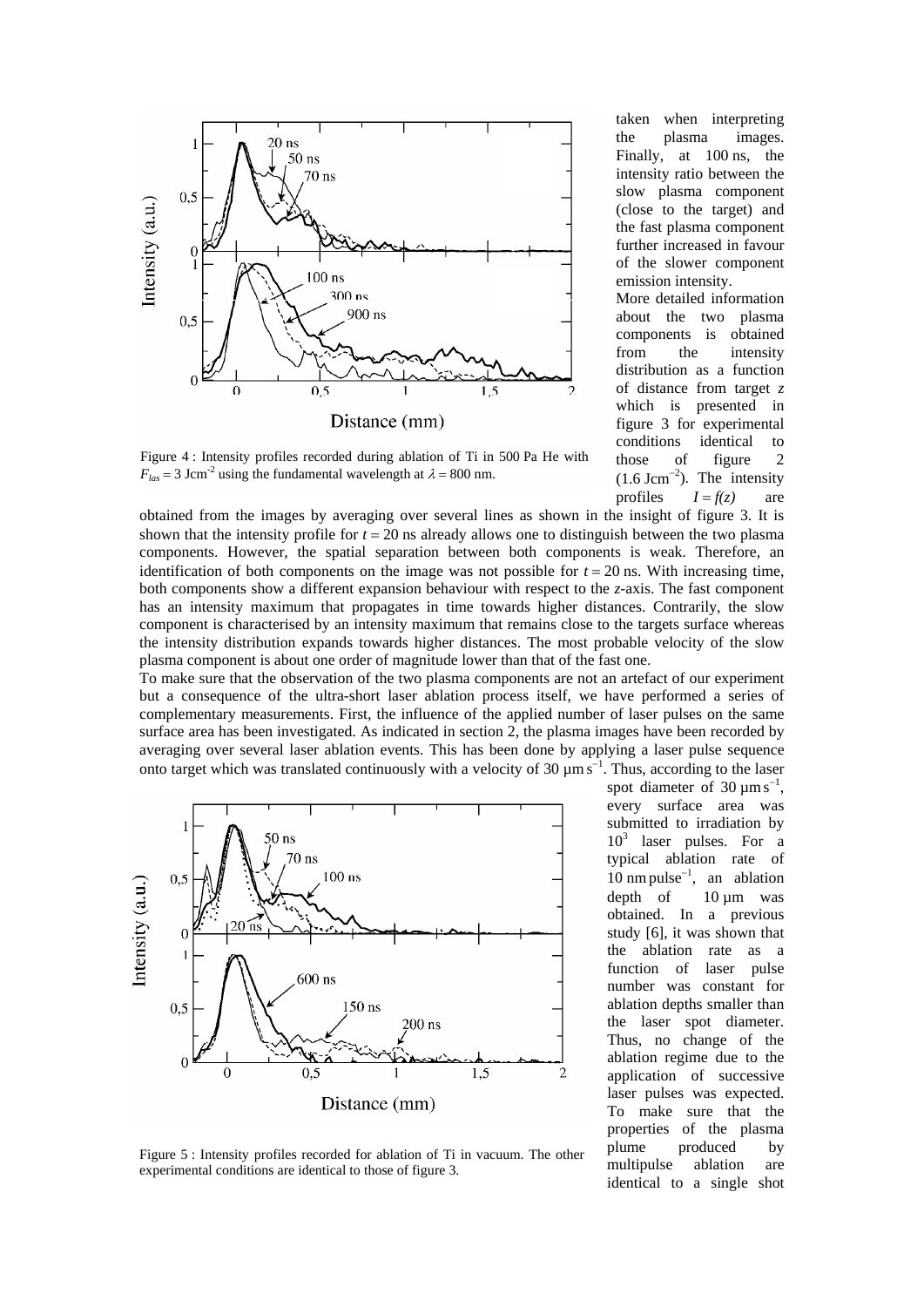Figure 4 : Intensity profiles recorded during ablation of Ti in 500 Pa He with $F_{las} = 3$ Jcm$^{-2}$ using the fundamental wavelength at $\lambda = 800$ nm.

taken when interpreting the plasma images. Finally, at 100 ns, the intensity ratio between the slow plasma component (close to the target) and the fast plasma component further increased in favour of the slower component emission intensity.

More detailed information about the two plasma components is obtained from the intensity distribution as a function of distance from target $z$ which is presented in figure 3 for experimental conditions identical to those of figure 2 (1.6 Jcm$^{-2}$). The intensity profiles $I = f(z)$ are obtained from the images by averaging over several lines as shown in the insight of figure 3. It is shown that the intensity profile for $t = 20$ ns already allows one to distinguish between the two plasma components. However, the spatial separation between both components is weak. Therefore, an identification of both components on the image was not possible for $t = 20$ ns. With increasing time, both components show a different expansion behaviour with respect to the $z$-axis. The fast component has an intensity maximum that propagates in time towards higher distances. Contrarily, the slow component is characterised by an intensity maximum that remains close to the targets surface whereas the intensity distribution expands towards higher distances. The most probable velocity of the slow plasma component is about one order of magnitude lower than that of the fast one.

To make sure that the observation of the two plasma components are not an artefact of our experiment but a consequence of the ultra-short laser ablation process itself, we have performed a series of complementary measurements. First, the influence of the applied number of laser pulses on the same surface area has been investigated. As indicated in section 2, the plasma images have been recorded by averaging over several laser ablation events. This has been done by applying a laser pulse sequence onto target which was translated continuously with a velocity of 30 µm s$^{-1}$. Thus, according to the laser spot diameter of 30 µm s$^{-1}$, every surface area was submitted to irradiation by $10^3$ laser pulses. For a typical ablation rate of 10 nm pulse$^{-1}$, an ablation depth of 10 µm was obtained. In a previous study [6], it was shown that the ablation rate as a function of laser pulse number was constant for ablation depths smaller than the laser spot diameter. Thus, no change of the ablation regime due to the application of successive laser pulses was expected. To make sure that the properties of the plasma plume produced by multipulse ablation are identical to a single shot

Figure 5 : Intensity profiles recorded for ablation of Ti in vacuum. The other experimental conditions are identical to those of figure 3.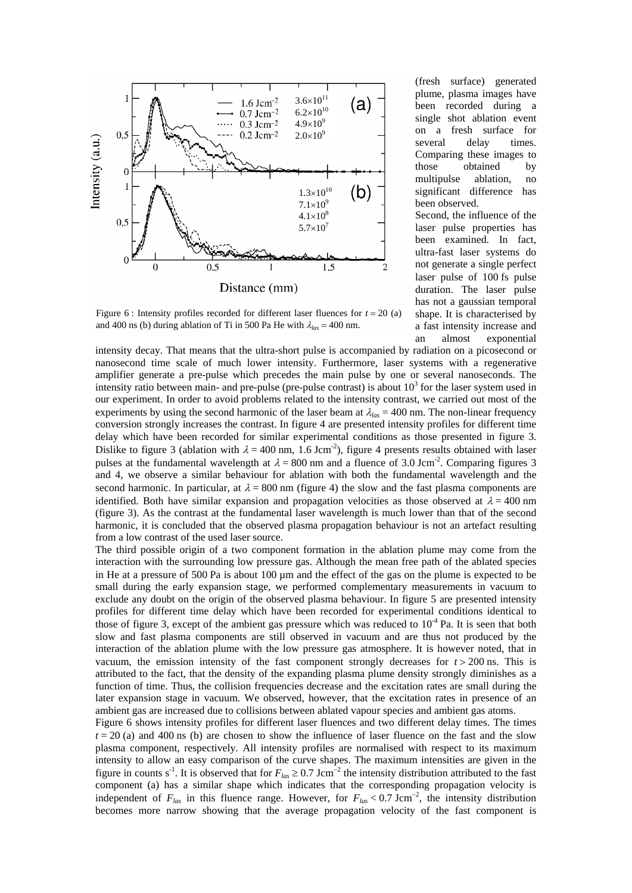Figure 6 : Intensity profiles recorded for different laser fluences for $t = 20$ (a) and 400 ns (b) during ablation of Ti in 500 Pa He with $\lambda_{las} = 400$ nm.

(fresh surface) generated plume, plasma images have been recorded during a single shot ablation event on a fresh surface for several delay times. Comparing these images to those obtained by multipulse ablation, no significant difference has been observed.

Second, the influence of the laser pulse properties has been examined. In fact, ultra-fast laser systems do not generate a single perfect laser pulse of 100 fs pulse duration. The laser pulse has not a gaussian temporal shape. It is characterised by a fast intensity increase and an almost exponential intensity decay. That means that the ultra-short pulse is accompanied by radiation on a picosecond or nanosecond time scale of much lower intensity. Furthermore, laser systems with a regenerative amplifier generate a pre-pulse which precedes the main pulse by one or several nanoseconds. The intensity ratio between main- and pre-pulse (pre-pulse contrast) is about $10^3$ for the laser system used in our experiment. In order to avoid problems related to the intensity contrast, we carried out most of the experiments by using the second harmonic of the laser beam at $\lambda_{las} = 400$ nm. The non-linear frequency conversion strongly increases the contrast. In figure 4 are presented intensity profiles for different time delay which have been recorded for similar experimental conditions as those presented in figure 3. Dislike to figure 3 (ablation with $\lambda = 400$ nm, 1.6 Jcm$^{-2}$), figure 4 presents results obtained with laser pulses at the fundamental wavelength at $\lambda = 800$ nm and a fluence of 3.0 Jcm$^{-2}$. Comparing figures 3 and 4, we observe a similar behaviour for ablation with both the fundamental wavelength and the second harmonic. In particular, at $\lambda = 800$ nm (figure 4) the slow and the fast plasma components are identified. Both have similar expansion and propagation velocities as those observed at $\lambda = 400$ nm (figure 3). As the contrast at the fundamental laser wavelength is much lower than that of the second harmonic, it is concluded that the observed plasma propagation behaviour is not an artefact resulting from a low contrast of the used laser source.

The third possible origin of a two component formation in the ablation plume may come from the interaction with the surrounding low pressure gas. Although the mean free path of the ablated species in He at a pressure of 500 Pa is about 100 µm and the effect of the gas on the plume is expected to be small during the early expansion stage, we performed complementary measurements in vacuum to exclude any doubt on the origin of the observed plasma behaviour. In figure 5 are presented intensity profiles for different time delay which have been recorded for experimental conditions identical to those of figure 3, except of the ambient gas pressure which was reduced to $10^{-4}$ Pa. It is seen that both slow and fast plasma components are still observed in vacuum and are thus not produced by the interaction of the ablation plume with the low pressure gas atmosphere. It is however noted, that in vacuum, the emission intensity of the fast component strongly decreases for $t > 200$ ns. This is attributed to the fact, that the density of the expanding plasma plume density strongly diminishes as a function of time. Thus, the collision frequencies decrease and the excitation rates are small during the later expansion stage in vacuum. We observed, however, that the excitation rates in presence of an ambient gas are increased due to collisions between ablated vapour species and ambient gas atoms.

Figure 6 shows intensity profiles for different laser fluences and two different delay times. The times $t = 20$ (a) and 400 ns (b) are chosen to show the influence of laser fluence on the fast and the slow plasma component, respectively. All intensity profiles are normalised with respect to its maximum intensity to allow an easy comparison of the curve shapes. The maximum intensities are given in the figure in counts s$^{-1}$. It is observed that for $F_{las} \geq 0.7$ Jcm$^{-2}$ the intensity distribution attributed to the fast component (a) has a similar shape which indicates that the corresponding propagation velocity is independent of $F_{las}$ in this fluence range. However, for $F_{las} < 0.7$ Jcm$^{-2}$, the intensity distribution becomes more narrow showing that the average propagation velocity of the fast component is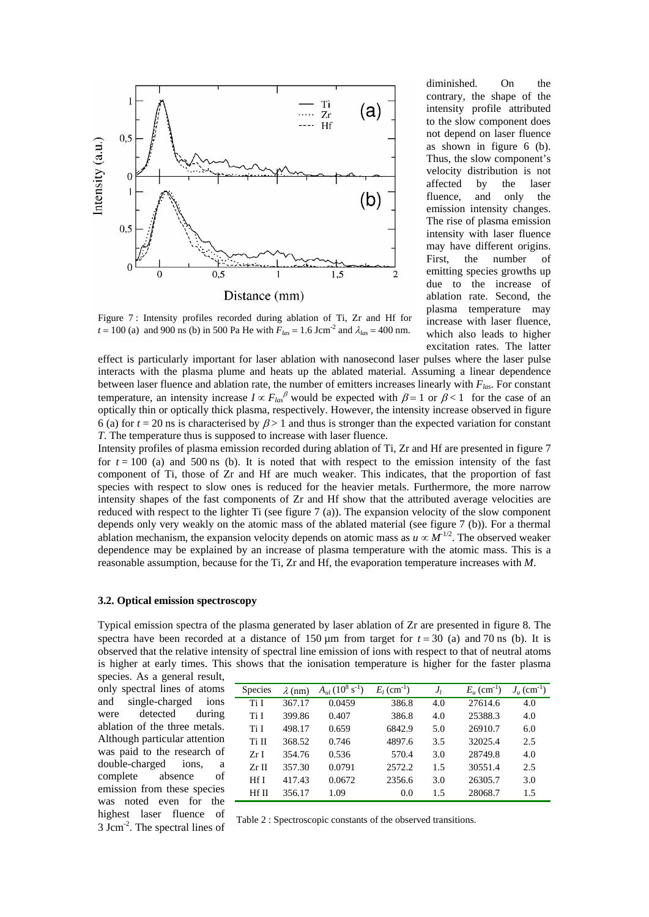diminished. On the contrary, the shape of the intensity profile attributed to the slow component does not depend on laser fluence as shown in figure 6 (b). Thus, the slow component's velocity distribution is not affected by the laser fluence, and only the emission intensity changes. The rise of plasma emission intensity with laser fluence may have different origins. First, the number of emitting species growths up due to the increase of ablation rate. Second, the plasma temperature may increase with laser fluence, which also leads to higher excitation rates. The latter effect is particularly important for laser ablation with nanosecond laser pulses where the laser pulse interacts with the plasma plume and heats up the ablated material. Assuming a linear dependence between laser fluence and ablation rate, the number of emitters increases linearly with $F_{las}$. For constant temperature, an intensity increase $I \propto F_{las}^{\beta}$ would be expected with $\beta = 1$ or $\beta < 1$ for the case of an optically thin or optically thick plasma, respectively. However, the intensity increase observed in figure 6 (a) for $t = 20$ ns is characterised by $\beta > 1$ and thus is stronger than the expected variation for constant $T$. The temperature thus is supposed to increase with laser fluence.

Figure 7 : Intensity profiles recorded during ablation of Ti, Zr and Hf for $t = 100$ (a) and 900 ns (b) in 500 Pa He with $F_{las} = 1.6$ Jcm$^{-2}$ and $\lambda_{las} = 400$ nm.

Intensity profiles of plasma emission recorded during ablation of Ti, Zr and Hf are presented in figure 7 for $t = 100$ (a) and 500 ns (b). It is noted that with respect to the emission intensity of the fast component of Ti, those of Zr and Hf are much weaker. This indicates, that the proportion of fast species with respect to slow ones is reduced for the heavier metals. Furthermore, the more narrow intensity shapes of the fast components of Zr and Hf show that the attributed average velocities are reduced with respect to the lighter Ti (see figure 7 (a)). The expansion velocity of the slow component depends only very weakly on the atomic mass of the ablated material (see figure 7 (b)). For a thermal ablation mechanism, the expansion velocity depends on atomic mass as $u \propto M^{-1/2}$. The observed weaker dependence may be explained by an increase of plasma temperature with the atomic mass. This is a reasonable assumption, because for the Ti, Zr and Hf, the evaporation temperature increases with $M$.

### 3.2. Optical emission spectroscopy

Typical emission spectra of the plasma generated by laser ablation of Zr are presented in figure 8. The spectra have been recorded at a distance of 150 µm from target for $t = 30$ (a) and 70 ns (b). It is observed that the relative intensity of spectral line emission of ions with respect to that of neutral atoms is higher at early times. This shows that the ionisation temperature is higher for the faster plasma species. As a general result, only spectral lines of atoms and single-charged ions were detected during ablation of the three metals. Although particular attention was paid to the research of double-charged ions, a complete absence of emission from these species was noted even for the highest laser fluence of 3 Jcm$^{-2}$. The spectral lines of

| Species | $\lambda$ (nm) | $A_{ul}$ ($10^8$ s$^{-1}$) | $E_l$ (cm$^{-1}$) | $J_l$ | $E_u$ (cm$^{-1}$) | $J_u$ (cm$^{-1}$) |
|---|---|---|---|---|---|---|
| Ti I | 367.17 | 0.0459 | 386.8 | 4.0 | 27614.6 | 4.0 |
| Ti I | 399.86 | 0.407 | 386.8 | 4.0 | 25388.3 | 4.0 |
| Ti I | 498.17 | 0.659 | 6842.9 | 5.0 | 26910.7 | 6.0 |
| Ti II | 368.52 | 0.746 | 4897.6 | 3.5 | 32025.4 | 2.5 |
| Zr I | 354.76 | 0.536 | 570.4 | 3.0 | 28749.8 | 4.0 |
| Zr II | 357.30 | 0.0791 | 2572.2 | 1.5 | 30551.4 | 2.5 |
| Hf I | 417.43 | 0.0672 | 2356.6 | 3.0 | 26305.7 | 3.0 |
| Hf II | 356.17 | 1.09 | 0.0 | 1.5 | 28068.7 | 1.5 |

Table 2 : Spectroscopic constants of the observed transitions.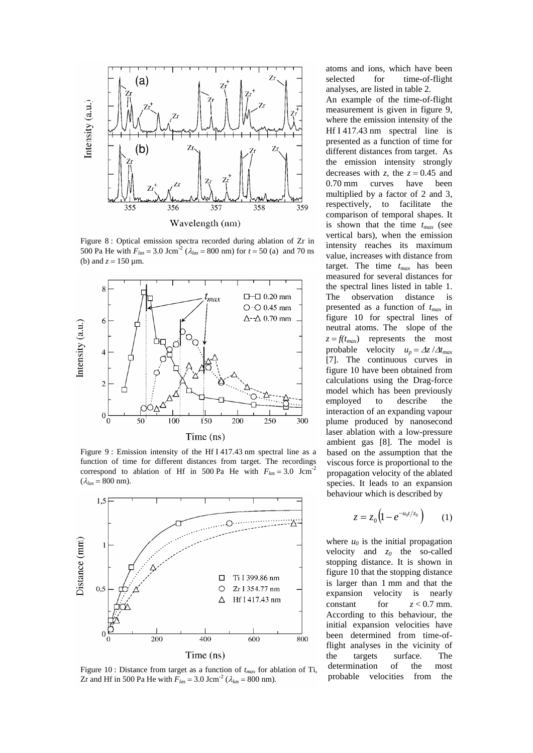Figure 8 : Optical emission spectra recorded during ablation of Zr in 500 Pa He with $F_{las} = 3.0$ Jcm$^{-2}$ ($\lambda_{las} = 800$ nm) for $t = 50$ (a) and 70 ns (b) and $z = 150$ µm.

Figure 9 : Emission intensity of the Hf I 417.43 nm spectral line as a function of time for different distances from target. The recordings correspond to ablation of Hf in 500 Pa He with $F_{las} = 3.0$ Jcm$^{-2}$ ($\lambda_{las} = 800$ nm).

Figure 10 : Distance from target as a function of $t_{max}$ for ablation of Ti, Zr and Hf in 500 Pa He with $F_{las} = 3.0$ Jcm$^{-2}$ ($\lambda_{las} = 800$ nm).

atoms and ions, which have been selected for time-of-flight analyses, are listed in table 2.

An example of the time-of-flight measurement is given in figure 9, where the emission intensity of the Hf I 417.43 nm spectral line is presented as a function of time for different distances from target. As the emission intensity strongly decreases with $z$, the $z = 0.45$ and 0.70 mm curves have been multiplied by a factor of 2 and 3, respectively, to facilitate the comparison of temporal shapes. It is shown that the time $t_{max}$ (see vertical bars), when the emission intensity reaches its maximum value, increases with distance from target. The time $t_{max}$ has been measured for several distances for the spectral lines listed in table 1. The observation distance is presented as a function of $t_{max}$ in figure 10 for spectral lines of neutral atoms. The slope of the $z = f(t_{max})$ represents the most probable velocity $u_p = \Delta z / \Delta t_{max}$ [7]. The continuous curves in figure 10 have been obtained from calculations using the Drag-force model which has been previously employed to describe the interaction of an expanding vapour plume produced by nanosecond laser ablation with a low-pressure ambient gas [8]. The model is based on the assumption that the viscous force is proportional to the propagation velocity of the ablated species. It leads to an expansion behaviour which is described by

$$z = z_0 \left(1 - e^{-u_0 t / z_0}\right) \qquad (1)$$

where $u_0$ is the initial propagation velocity and $z_0$ the so-called stopping distance. It is shown in figure 10 that the stopping distance is larger than 1 mm and that the expansion velocity is nearly constant for $z < 0.7$ mm. According to this behaviour, the initial expansion velocities have been determined from time-of-flight analyses in the vicinity of the targets surface. The determination of the most probable velocities from the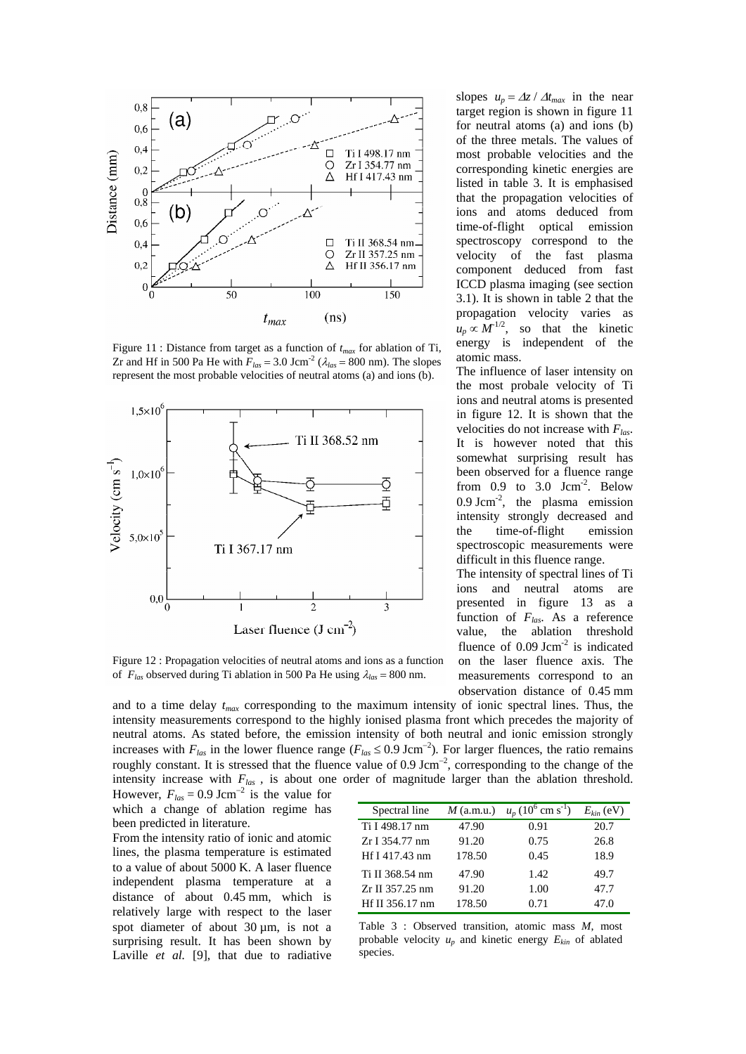Figure 11 : Distance from target as a function of $t_{max}$ for ablation of Ti, Zr and Hf in 500 Pa He with $F_{las} = 3.0$ Jcm$^{-2}$ ($\lambda_{las} = 800$ nm). The slopes represent the most probable velocities of neutral atoms (a) and ions (b).

Figure 12 : Propagation velocities of neutral atoms and ions as a function of $F_{las}$ observed during Ti ablation in 500 Pa He using $\lambda_{las} = 800$ nm.

slopes $u_p = \Delta z / \Delta t_{max}$ in the near target region is shown in figure 11 for neutral atoms (a) and ions (b) of the three metals. The values of most probable velocities and the corresponding kinetic energies are listed in table 3. It is emphasised that the propagation velocities of ions and atoms deduced from time-of-flight optical emission spectroscopy correspond to the velocity of the fast plasma component deduced from fast ICCD plasma imaging (see section 3.1). It is shown in table 2 that the propagation velocity varies as $u_p \propto M^{-1/2}$, so that the kinetic energy is independent of the atomic mass.

The influence of laser intensity on the most probale velocity of Ti ions and neutral atoms is presented in figure 12. It is shown that the velocities do not increase with $F_{las}$. It is however noted that this somewhat surprising result has been observed for a fluence range from 0.9 to 3.0 Jcm$^{-2}$. Below 0.9 Jcm$^{-2}$, the plasma emission intensity strongly decreased and the time-of-flight emission spectroscopic measurements were difficult in this fluence range.

The intensity of spectral lines of Ti ions and neutral atoms are presented in figure 13 as a function of $F_{las}$. As a reference value, the ablation threshold fluence of 0.09 Jcm$^{-2}$ is indicated on the laser fluence axis. The measurements correspond to an observation distance of 0.45 mm and to a time delay $t_{max}$ corresponding to the maximum intensity of ionic spectral lines. Thus, the intensity measurements correspond to the highly ionised plasma front which precedes the majority of neutral atoms. As stated before, the emission intensity of both neutral and ionic emission strongly increases with $F_{las}$ in the lower fluence range ($F_{las} \leq 0.9$ Jcm$^{-2}$). For larger fluences, the ratio remains roughly constant. It is stressed that the fluence value of 0.9 Jcm$^{-2}$, corresponding to the change of the intensity increase with $F_{las}$ , is about one order of magnitude larger than the ablation threshold. However, $F_{las} = 0.9$ Jcm$^{-2}$ is the value for which a change of ablation regime has been predicted in literature.

From the intensity ratio of ionic and atomic lines, the plasma temperature is estimated to a value of about 5000 K. A laser fluence independent plasma temperature at a distance of about 0.45 mm, which is relatively large with respect to the laser spot diameter of about 30 µm, is not a surprising result. It has been shown by Laville *et al.* [9], that due to radiative

| Spectral line | $M$ (a.m.u.) | $u_p$ ($10^6$ cm s$^{-1}$) | $E_{kin}$ (eV) |
|---|---|---|---|
| Ti I 498.17 nm | 47.90 | 0.91 | 20.7 |
| Zr I 354.77 nm | 91.20 | 0.75 | 26.8 |
| Hf I 417.43 nm | 178.50 | 0.45 | 18.9 |
| Ti II 368.54 nm | 47.90 | 1.42 | 49.7 |
| Zr II 357.25 nm | 91.20 | 1.00 | 47.7 |
| Hf II 356.17 nm | 178.50 | 0.71 | 47.0 |

Table 3 : Observed transition, atomic mass $M$, most probable velocity $u_p$ and kinetic energy $E_{kin}$ of ablated species.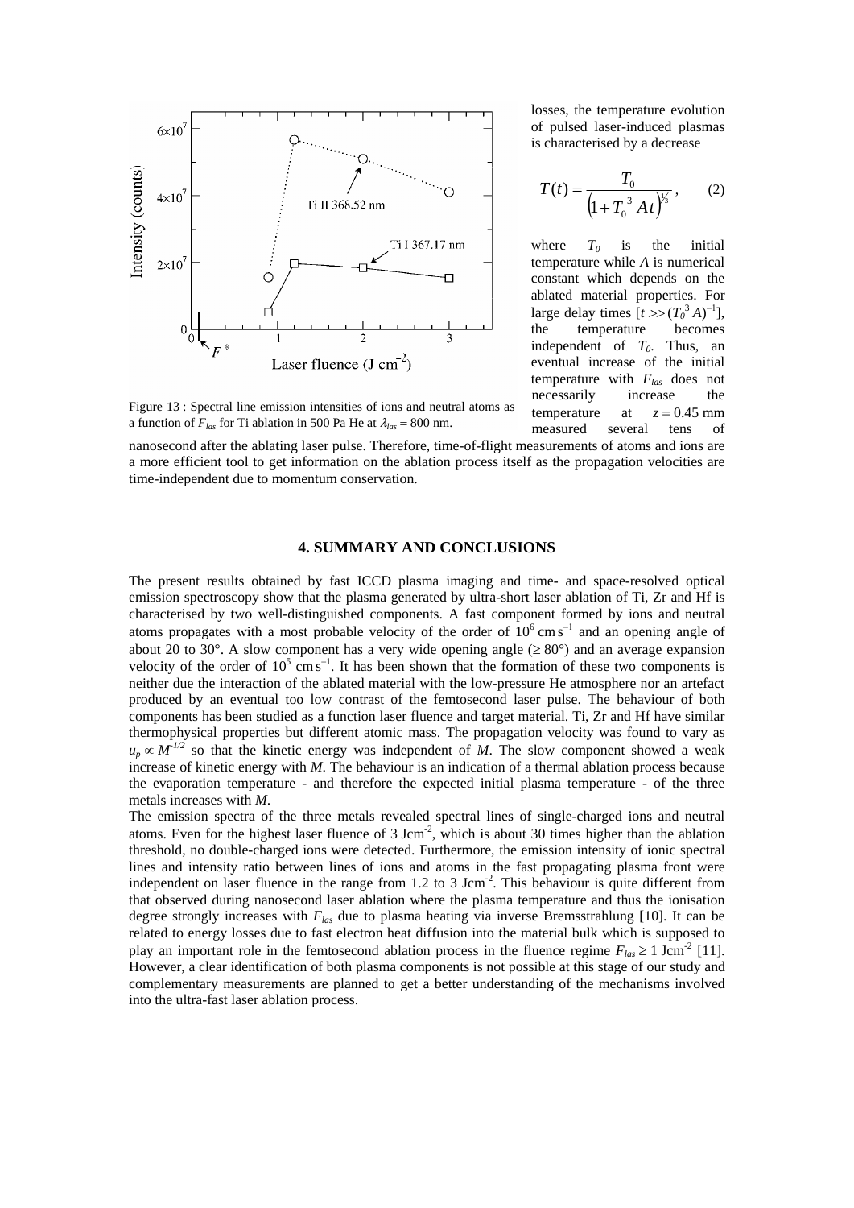Figure 13 : Spectral line emission intensities of ions and neutral atoms as a function of $F_{las}$ for Ti ablation in 500 Pa He at $\lambda_{las} = 800$ nm.

losses, the temperature evolution of pulsed laser-induced plasmas is characterised by a decrease

$$T(t) = \frac{T_0}{\left(1 + T_0^{\ 3} A t\right)^{1/3}}, \qquad (2)$$

where $T_0$ is the initial temperature while $A$ is numerical constant which depends on the ablated material properties. For large delay times $[t >> (T_0^{\ 3} A)^{-1}]$, the temperature becomes independent of $T_0$. Thus, an eventual increase of the initial temperature with $F_{las}$ does not necessarily increase the temperature at $z = 0.45$ mm measured several tens of nanosecond after the ablating laser pulse. Therefore, time-of-flight measurements of atoms and ions are a more efficient tool to get information on the ablation process itself as the propagation velocities are time-independent due to momentum conservation.

## 4. SUMMARY AND CONCLUSIONS

The present results obtained by fast ICCD plasma imaging and time- and space-resolved optical emission spectroscopy show that the plasma generated by ultra-short laser ablation of Ti, Zr and Hf is characterised by two well-distinguished components. A fast component formed by ions and neutral atoms propagates with a most probable velocity of the order of $10^6$ cm s$^{-1}$ and an opening angle of about 20 to 30°. A slow component has a very wide opening angle ($\geq 80°$) and an average expansion velocity of the order of $10^5$ cm s$^{-1}$. It has been shown that the formation of these two components is neither due the interaction of the ablated material with the low-pressure He atmosphere nor an artefact produced by an eventual too low contrast of the femtosecond laser pulse. The behaviour of both components has been studied as a function laser fluence and target material. Ti, Zr and Hf have similar thermophysical properties but different atomic mass. The propagation velocity was found to vary as $u_p \propto M^{-1/2}$ so that the kinetic energy was independent of $M$. The slow component showed a weak increase of kinetic energy with $M$. The behaviour is an indication of a thermal ablation process because the evaporation temperature - and therefore the expected initial plasma temperature - of the three metals increases with $M$.

The emission spectra of the three metals revealed spectral lines of single-charged ions and neutral atoms. Even for the highest laser fluence of 3 Jcm$^{-2}$, which is about 30 times higher than the ablation threshold, no double-charged ions were detected. Furthermore, the emission intensity of ionic spectral lines and intensity ratio between lines of ions and atoms in the fast propagating plasma front were independent on laser fluence in the range from 1.2 to 3 Jcm$^{-2}$. This behaviour is quite different from that observed during nanosecond laser ablation where the plasma temperature and thus the ionisation degree strongly increases with $F_{las}$ due to plasma heating via inverse Bremsstrahlung [10]. It can be related to energy losses due to fast electron heat diffusion into the material bulk which is supposed to play an important role in the femtosecond ablation process in the fluence regime $F_{las} \geq 1$ Jcm$^{-2}$ [11]. However, a clear identification of both plasma components is not possible at this stage of our study and complementary measurements are planned to get a better understanding of the mechanisms involved into the ultra-fast laser ablation process.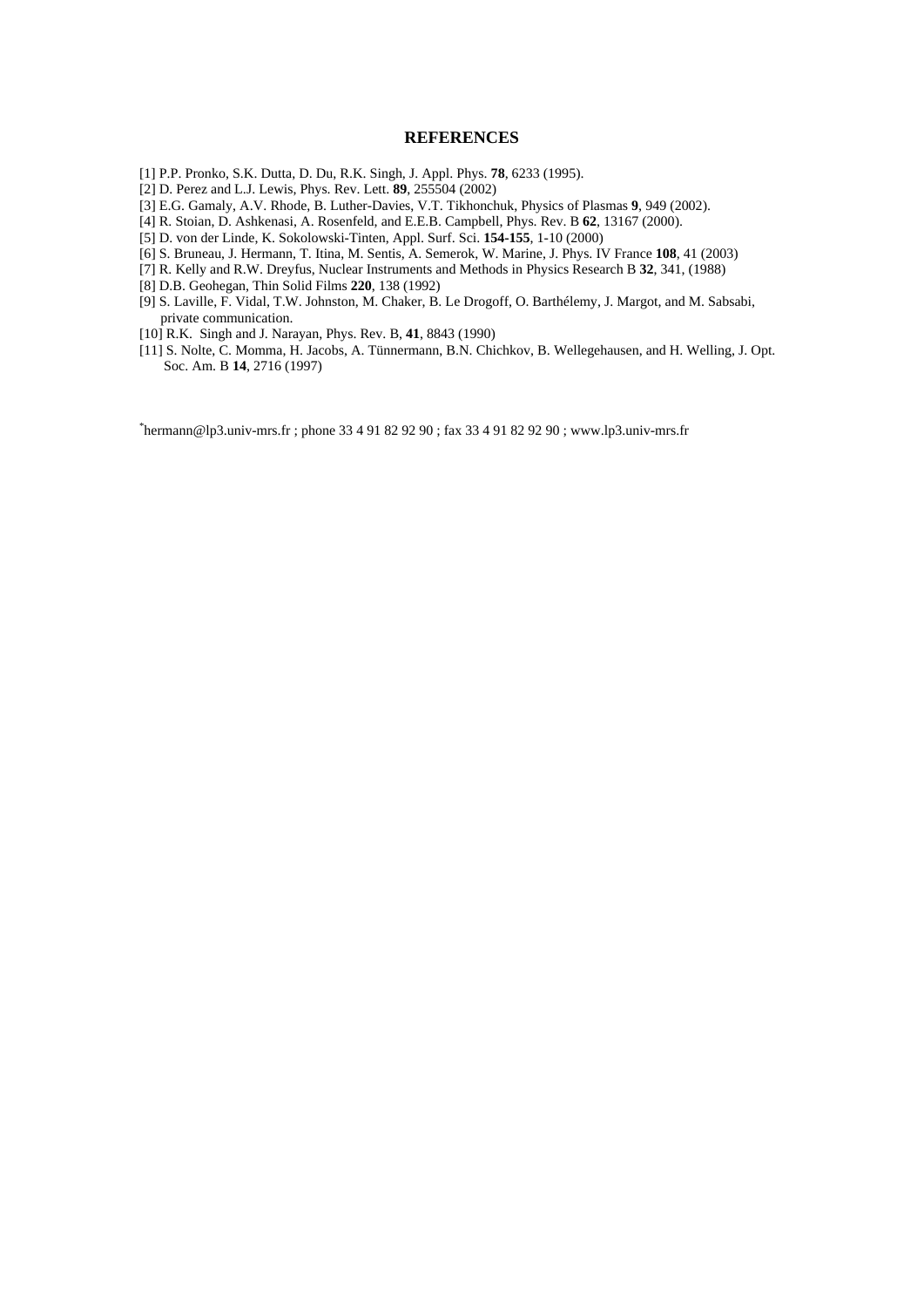## REFERENCES

[1] P.P. Pronko, S.K. Dutta, D. Du, R.K. Singh, J. Appl. Phys. **78**, 6233 (1995).
[2] D. Perez and L.J. Lewis, Phys. Rev. Lett. **89**, 255504 (2002)
[3] E.G. Gamaly, A.V. Rhode, B. Luther-Davies, V.T. Tikhonchuk, Physics of Plasmas **9**, 949 (2002).
[4] R. Stoian, D. Ashkenasi, A. Rosenfeld, and E.E.B. Campbell, Phys. Rev. B **62**, 13167 (2000).
[5] D. von der Linde, K. Sokolowski-Tinten, Appl. Surf. Sci. **154-155**, 1-10 (2000)
[6] S. Bruneau, J. Hermann, T. Itina, M. Sentis, A. Semerok, W. Marine, J. Phys. IV France **108**, 41 (2003)
[7] R. Kelly and R.W. Dreyfus, Nuclear Instruments and Methods in Physics Research B **32**, 341, (1988)
[8] D.B. Geohegan, Thin Solid Films **220**, 138 (1992)
[9] S. Laville, F. Vidal, T.W. Johnston, M. Chaker, B. Le Drogoff, O. Barthélemy, J. Margot, and M. Sabsabi, private communication.
[10] R.K. Singh and J. Narayan, Phys. Rev. B, **41**, 8843 (1990)
[11] S. Nolte, C. Momma, H. Jacobs, A. Tünnermann, B.N. Chichkov, B. Wellegehausen, and H. Welling, J. Opt. Soc. Am. B **14**, 2716 (1997)

*hermann@lp3.univ-mrs.fr ; phone 33 4 91 82 92 90 ; fax 33 4 91 82 92 90 ; www.lp3.univ-mrs.fr